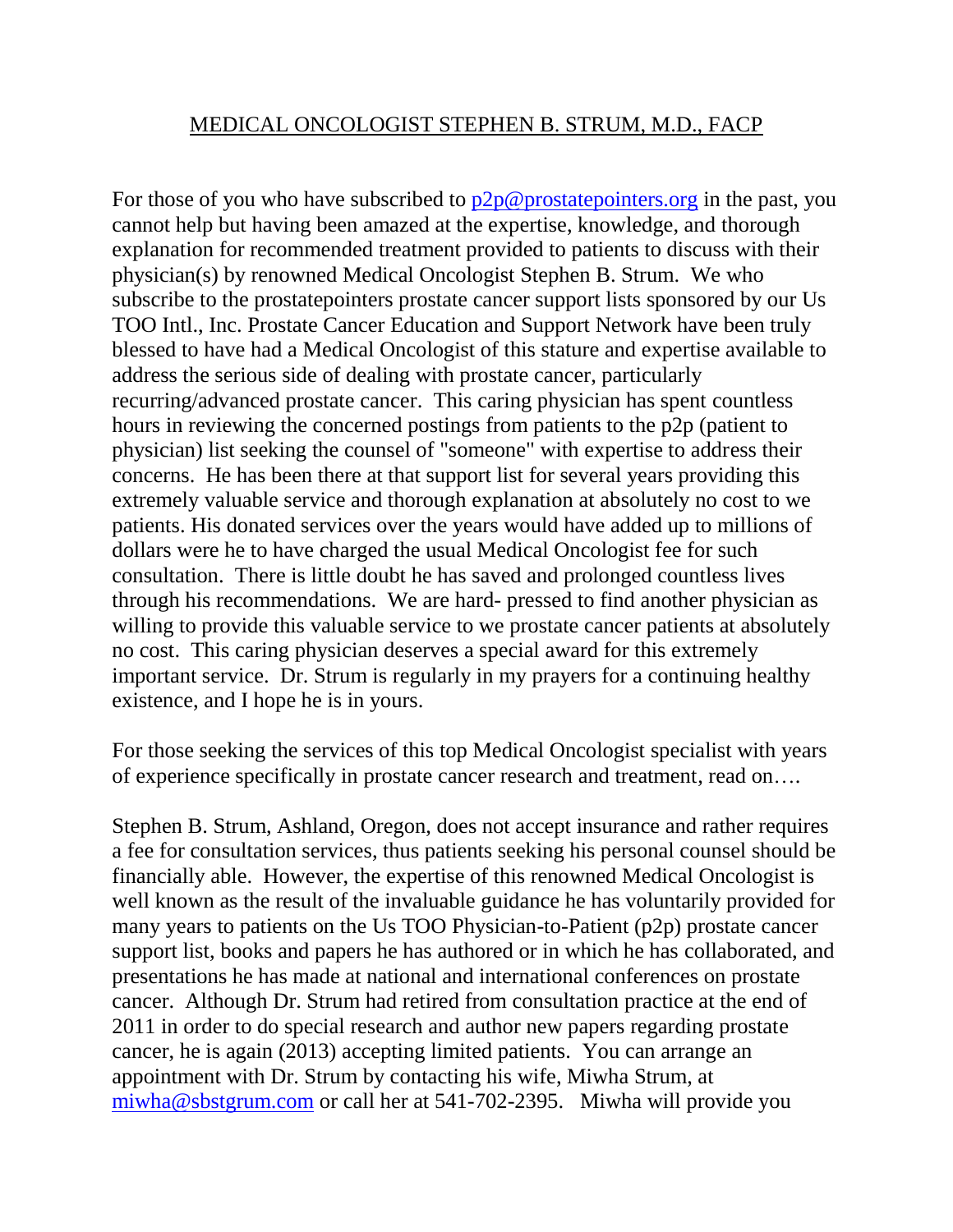# MEDICAL ONCOLOGIST STEPHEN B. STRUM, M.D., FACP

For those of you who have subscribed to [p2p@prostatepointers.org](mailto:p2p@prostatepointers.org) in the past, you cannot help but having been amazed at the expertise, knowledge, and thorough explanation for recommended treatment provided to patients to discuss with their physician(s) by renowned Medical Oncologist Stephen B. Strum. We who subscribe to the prostatepointers prostate cancer support lists sponsored by our Us TOO Intl., Inc. Prostate Cancer Education and Support Network have been truly blessed to have had a Medical Oncologist of this stature and expertise available to address the serious side of dealing with prostate cancer, particularly recurring/advanced prostate cancer. This caring physician has spent countless hours in reviewing the concerned postings from patients to the p2p (patient to physician) list seeking the counsel of "someone" with expertise to address their concerns. He has been there at that support list for several years providing this extremely valuable service and thorough explanation at absolutely no cost to we patients. His donated services over the years would have added up to millions of dollars were he to have charged the usual Medical Oncologist fee for such consultation. There is little doubt he has saved and prolonged countless lives through his recommendations. We are hard- pressed to find another physician as willing to provide this valuable service to we prostate cancer patients at absolutely no cost. This caring physician deserves a special award for this extremely important service. Dr. Strum is regularly in my prayers for a continuing healthy existence, and I hope he is in yours.

For those seeking the services of this top Medical Oncologist specialist with years of experience specifically in prostate cancer research and treatment, read on….

Stephen B. Strum, Ashland, Oregon, does not accept insurance and rather requires a fee for consultation services, thus patients seeking his personal counsel should be financially able. However, the expertise of this renowned Medical Oncologist is well known as the result of the invaluable guidance he has voluntarily provided for many years to patients on the Us TOO Physician-to-Patient (p2p) prostate cancer support list, books and papers he has authored or in which he has collaborated, and presentations he has made at national and international conferences on prostate cancer. Although Dr. Strum had retired from consultation practice at the end of 2011 in order to do special research and author new papers regarding prostate cancer, he is again (2013) accepting limited patients. You can arrange an appointment with Dr. Strum by contacting his wife, Miwha Strum, at [miwha@sbstgrum.com](mailto:miwha@sbstgrum.com) or call her at 541-702-2395. Miwha will provide you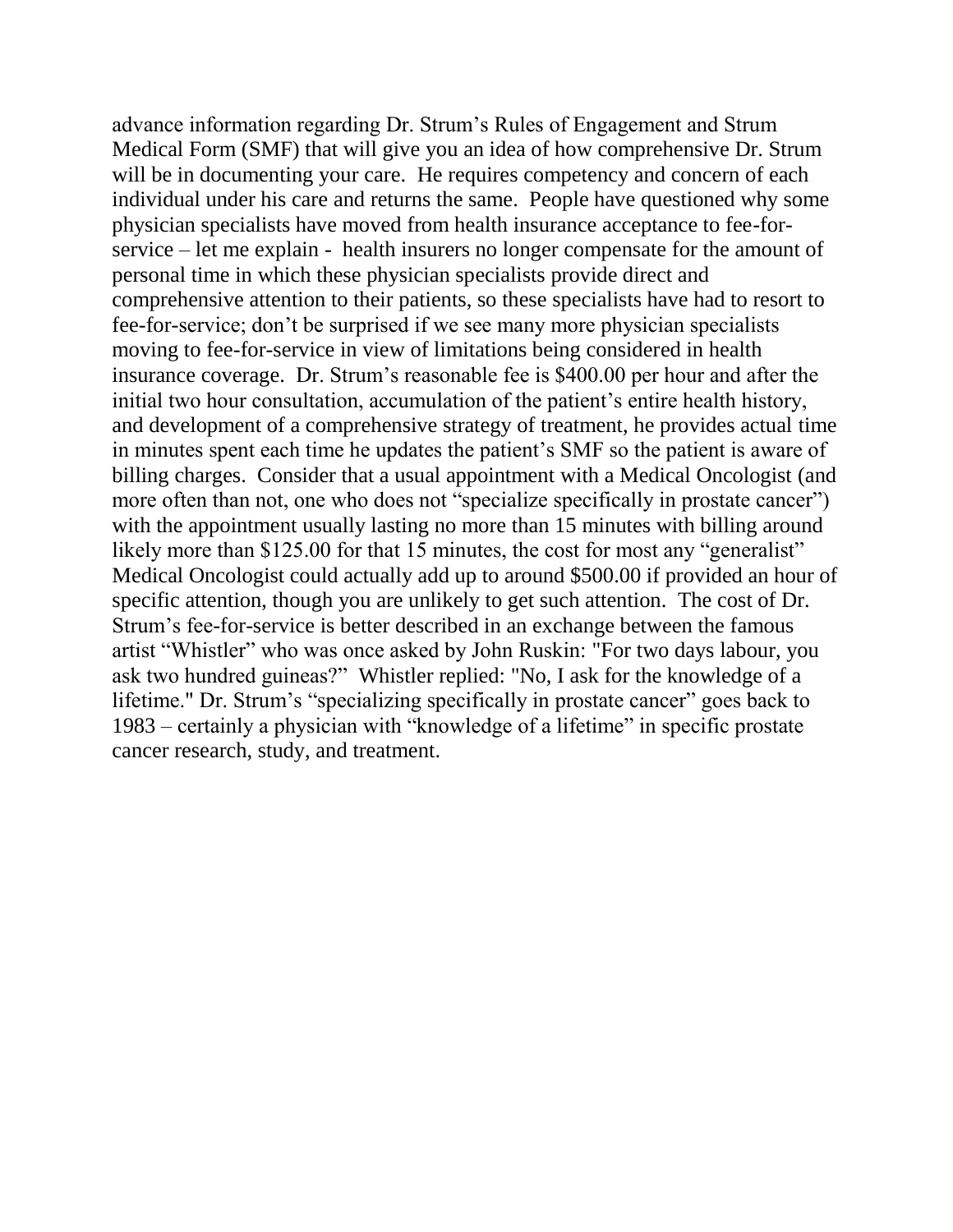advance information regarding Dr. Strum's Rules of Engagement and Strum Medical Form (SMF) that will give you an idea of how comprehensive Dr. Strum will be in documenting your care. He requires competency and concern of each individual under his care and returns the same. People have questioned why some physician specialists have moved from health insurance acceptance to fee-for-service – let me explain - health insurers no longer compensate for the amount of personal time in which these physician specialists provide direct and comprehensive attention to their patients, so these specialists have had to resort to fee-for-service; don't be surprised if we see many more physician specialists moving to fee-for-service in view of limitations being considered in health insurance coverage. Dr. Strum's reasonable fee is $400.00 per hour and after the initial two hour consultation, accumulation of the patient's entire health history, and development of a comprehensive strategy of treatment, he provides actual time in minutes spent each time he updates the patient's SMF so the patient is aware of billing charges. Consider that a usual appointment with a Medical Oncologist (and more often than not, one who does not "specialize specifically in prostate cancer") with the appointment usually lasting no more than 15 minutes with billing around likely more than $125.00 for that 15 minutes, the cost for most any "generalist" Medical Oncologist could actually add up to around $500.00 if provided an hour of specific attention, though you are unlikely to get such attention. The cost of Dr. Strum's fee-for-service is better described in an exchange between the famous artist "Whistler" who was once asked by John Ruskin: "For two days labour, you ask two hundred guineas?" Whistler replied: "No, I ask for the knowledge of a lifetime." Dr. Strum's "specializing specifically in prostate cancer" goes back to 1983 – certainly a physician with "knowledge of a lifetime" in specific prostate cancer research, study, and treatment.